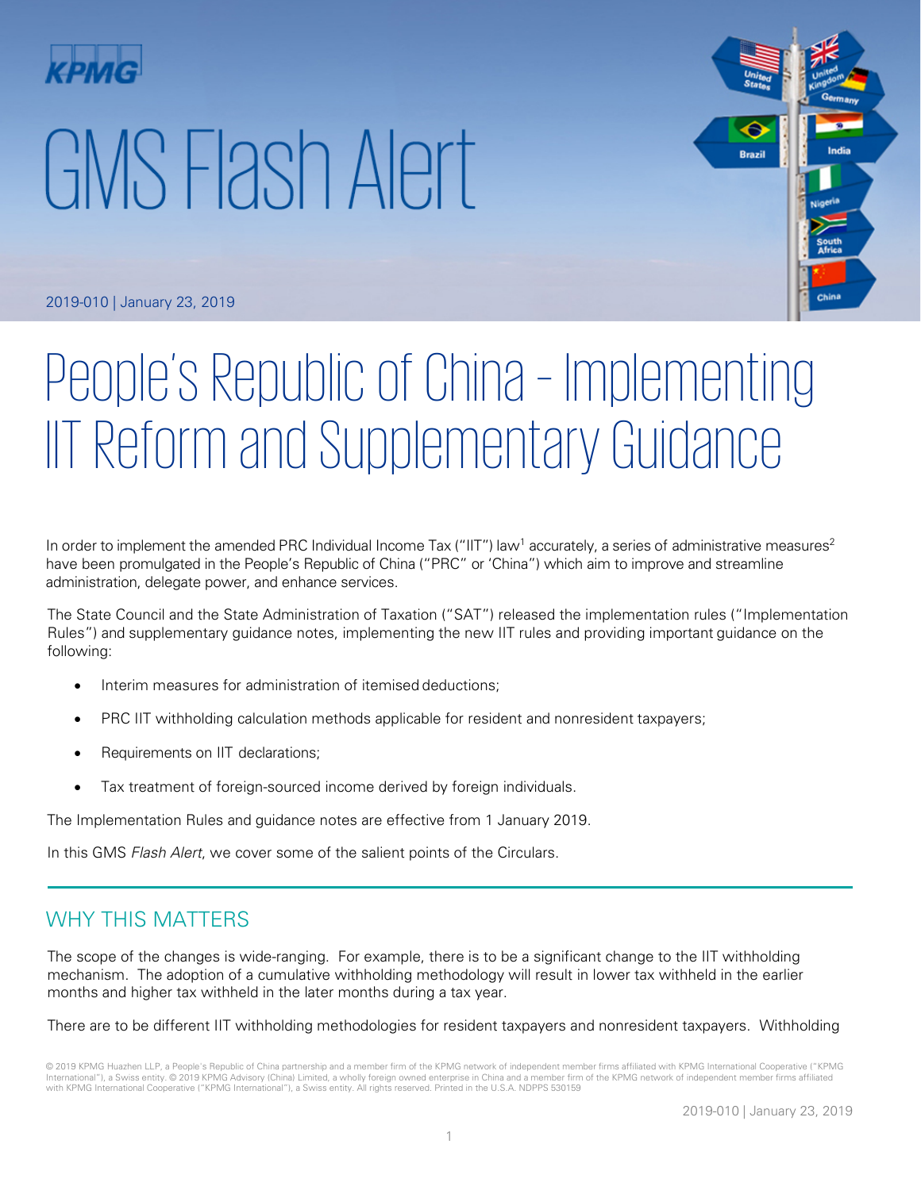KPMG

# GMS Flash Alert

2019-010 | January 23, 2019

# People's Republic of China – Implementing IIT Reform and Supplementary Guidance

In order to implement the amended PRC Individual Income Tax ("IIT") law[1] accurately, a series of administrative measures[2] have been promulgated in the People's Republic of China ("PRC" or 'China") which aim to improve and streamline administration, delegate power, and enhance services.

The State Council and the State Administration of Taxation ("SAT") released the implementation rules ("Implementation Rules") and supplementary guidance notes, implementing the new IIT rules and providing important guidance on the following:

- Interim measures for administration of itemised deductions;
- PRC IIT withholding calculation methods applicable for resident and nonresident taxpayers;
- Requirements on IIT declarations;
- Tax treatment of foreign-sourced income derived by foreign individuals.

The Implementation Rules and guidance notes are effective from 1 January 2019.

In this GMS *Flash Alert*, we cover some of the salient points of the Circulars.

## WHY THIS MATTERS

The scope of the changes is wide-ranging. For example, there is to be a significant change to the IIT withholding mechanism. The adoption of a cumulative withholding methodology will result in lower tax withheld in the earlier months and higher tax withheld in the later months during a tax year.

There are to be different IIT withholding methodologies for resident taxpayers and nonresident taxpayers. Withholding

© 2019 KPMG Huazhen LLP, a People's Republic of China partnership and a member firm of the KPMG network of independent member firms affiliated with KPMG International Cooperative ("KPMG International"), a Swiss entity. © 2019 KPMG Advisory (China) Limited, a wholly foreign owned enterprise in China and a member firm of the KPMG network of independent member firms affiliated with KPMG International Cooperative ("KPMG International"), a Swiss entity. All rights reserved. Printed in the U.S.A. NDPPS 530159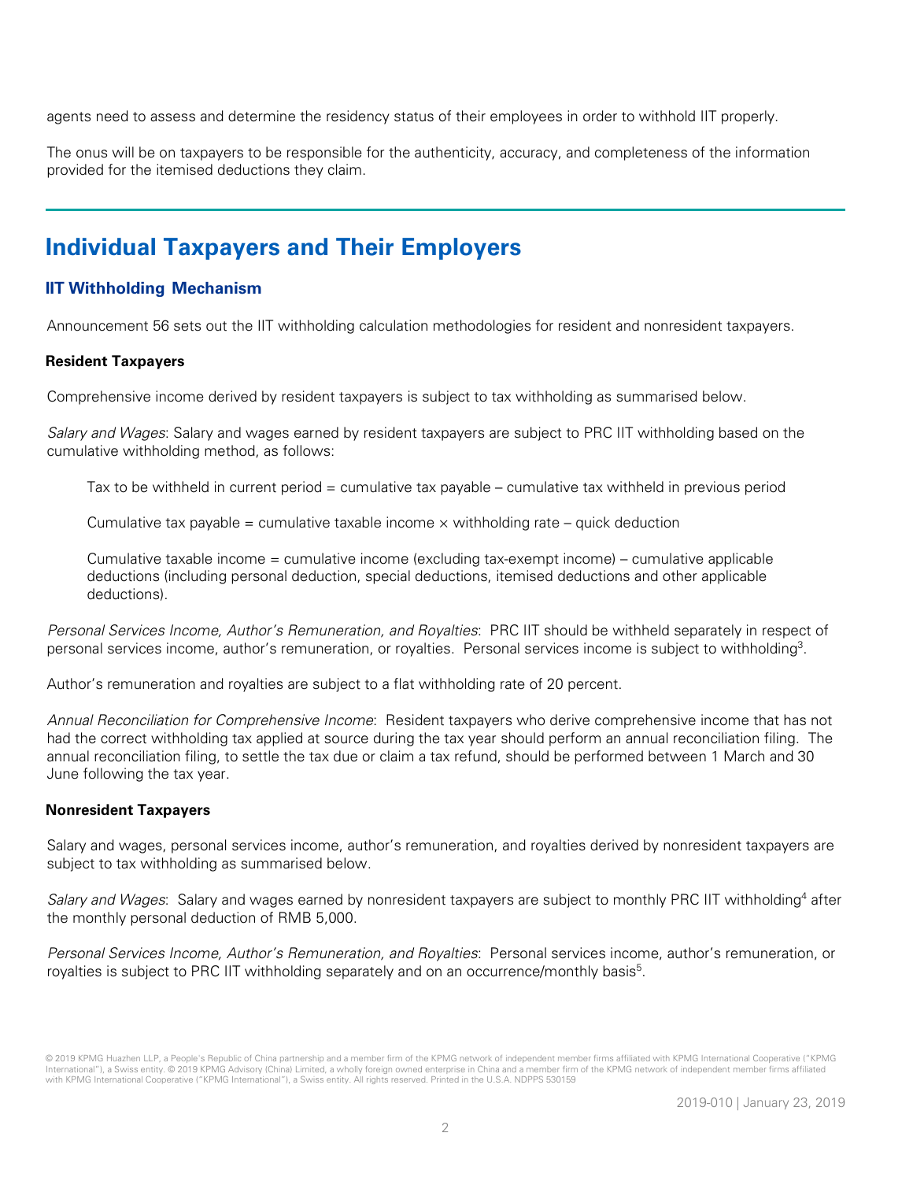agents need to assess and determine the residency status of their employees in order to withhold IIT properly.

The onus will be on taxpayers to be responsible for the authenticity, accuracy, and completeness of the information provided for the itemised deductions they claim.

## Individual Taxpayers and Their Employers

### IIT Withholding Mechanism

Announcement 56 sets out the IIT withholding calculation methodologies for resident and nonresident taxpayers.

**Resident Taxpayers**

Comprehensive income derived by resident taxpayers is subject to tax withholding as summarised below.

*Salary and Wages*: Salary and wages earned by resident taxpayers are subject to PRC IIT withholding based on the cumulative withholding method, as follows:

> Tax to be withheld in current period = cumulative tax payable – cumulative tax withheld in previous period
>
> Cumulative tax payable = cumulative taxable income × withholding rate – quick deduction
>
> Cumulative taxable income = cumulative income (excluding tax-exempt income) – cumulative applicable deductions (including personal deduction, special deductions, itemised deductions and other applicable deductions).

*Personal Services Income, Author's Remuneration, and Royalties*: PRC IIT should be withheld separately in respect of personal services income, author's remuneration, or royalties. Personal services income is subject to withholding[3].

Author's remuneration and royalties are subject to a flat withholding rate of 20 percent.

*Annual Reconciliation for Comprehensive Income*: Resident taxpayers who derive comprehensive income that has not had the correct withholding tax applied at source during the tax year should perform an annual reconciliation filing. The annual reconciliation filing, to settle the tax due or claim a tax refund, should be performed between 1 March and 30 June following the tax year.

**Nonresident Taxpayers**

Salary and wages, personal services income, author's remuneration, and royalties derived by nonresident taxpayers are subject to tax withholding as summarised below.

*Salary and Wages*: Salary and wages earned by nonresident taxpayers are subject to monthly PRC IIT withholding[4] after the monthly personal deduction of RMB 5,000.

*Personal Services Income, Author's Remuneration, and Royalties*: Personal services income, author's remuneration, or royalties is subject to PRC IIT withholding separately and on an occurrence/monthly basis[5].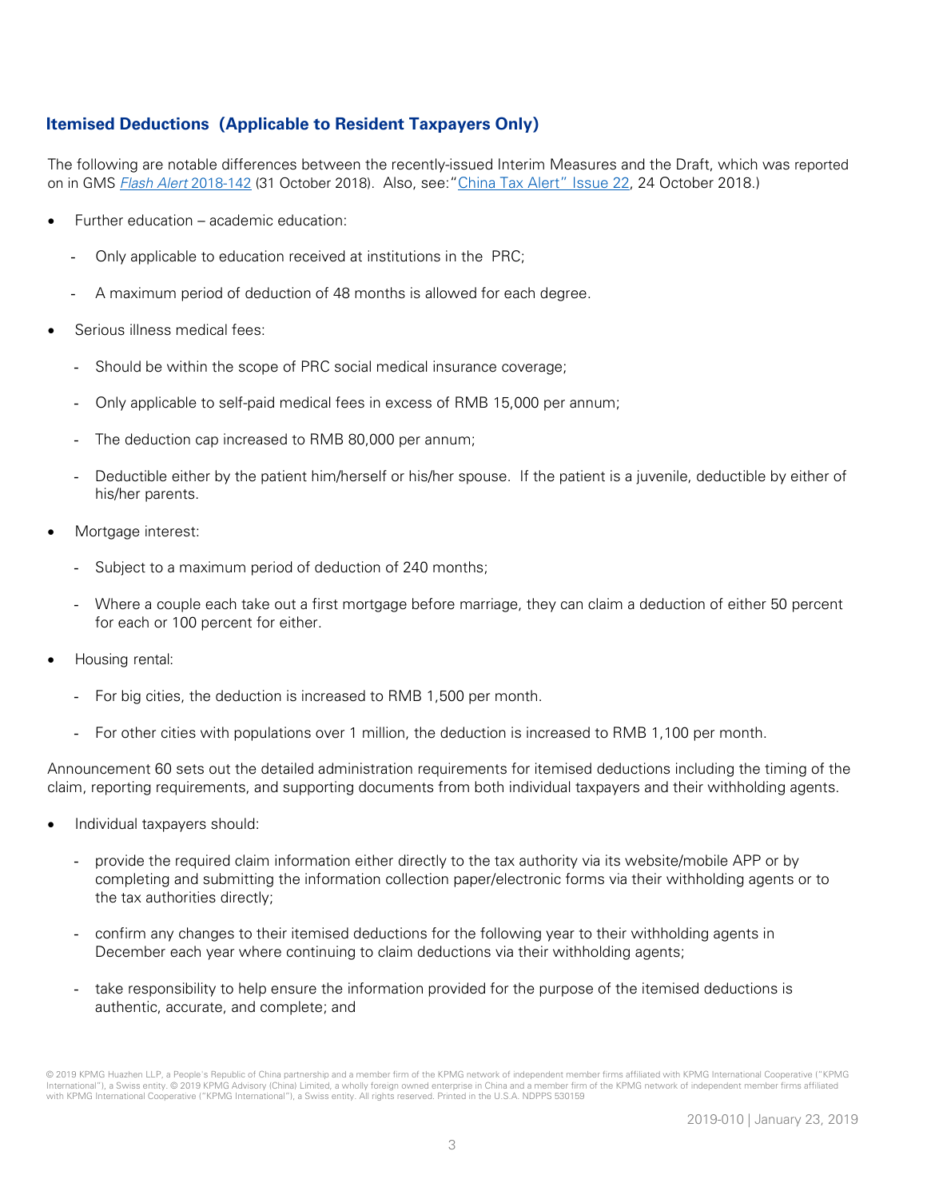## Itemised Deductions (Applicable to Resident Taxpayers Only)

The following are notable differences between the recently-issued Interim Measures and the Draft, which was reported on in GMS *Flash Alert* 2018-142 (31 October 2018). Also, see:"China Tax Alert" Issue 22, 24 October 2018.)

- Further education – academic education:
  - Only applicable to education received at institutions in the PRC;
  - A maximum period of deduction of 48 months is allowed for each degree.
- Serious illness medical fees:
  - Should be within the scope of PRC social medical insurance coverage;
  - Only applicable to self-paid medical fees in excess of RMB 15,000 per annum;
  - The deduction cap increased to RMB 80,000 per annum;
  - Deductible either by the patient him/herself or his/her spouse. If the patient is a juvenile, deductible by either of his/her parents.
- Mortgage interest:
  - Subject to a maximum period of deduction of 240 months;
  - Where a couple each take out a first mortgage before marriage, they can claim a deduction of either 50 percent for each or 100 percent for either.
- Housing rental:
  - For big cities, the deduction is increased to RMB 1,500 per month.
  - For other cities with populations over 1 million, the deduction is increased to RMB 1,100 per month.

Announcement 60 sets out the detailed administration requirements for itemised deductions including the timing of the claim, reporting requirements, and supporting documents from both individual taxpayers and their withholding agents.

- Individual taxpayers should:
  - provide the required claim information either directly to the tax authority via its website/mobile APP or by completing and submitting the information collection paper/electronic forms via their withholding agents or to the tax authorities directly;
  - confirm any changes to their itemised deductions for the following year to their withholding agents in December each year where continuing to claim deductions via their withholding agents;
  - take responsibility to help ensure the information provided for the purpose of the itemised deductions is authentic, accurate, and complete; and

© 2019 KPMG Huazhen LLP, a People's Republic of China partnership and a member firm of the KPMG network of independent member firms affiliated with KPMG International Cooperative ("KPMG International"), a Swiss entity. © 2019 KPMG Advisory (China) Limited, a wholly foreign owned enterprise in China and a member firm of the KPMG network of independent member firms affiliated with KPMG International Cooperative ("KPMG International"), a Swiss entity. All rights reserved. Printed in the U.S.A. NDPPS 530159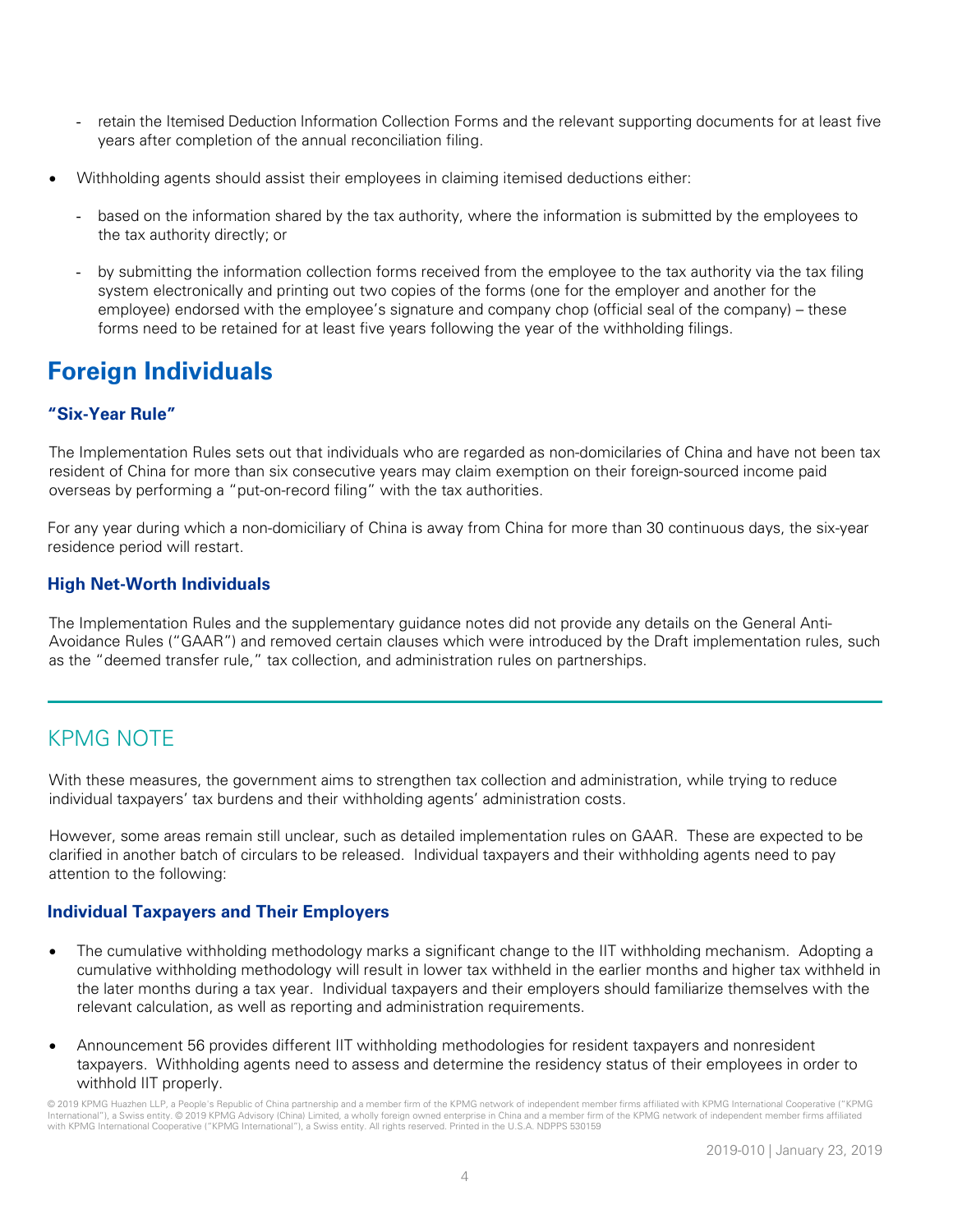- retain the Itemised Deduction Information Collection Forms and the relevant supporting documents for at least five years after completion of the annual reconciliation filing.

- Withholding agents should assist their employees in claiming itemised deductions either:
  - based on the information shared by the tax authority, where the information is submitted by the employees to the tax authority directly; or
  - by submitting the information collection forms received from the employee to the tax authority via the tax filing system electronically and printing out two copies of the forms (one for the employer and another for the employee) endorsed with the employee's signature and company chop (official seal of the company) – these forms need to be retained for at least five years following the year of the withholding filings.

## Foreign Individuals

### "Six-Year Rule"

The Implementation Rules sets out that individuals who are regarded as non-domiciliaries of China and have not been tax resident of China for more than six consecutive years may claim exemption on their foreign-sourced income paid overseas by performing a "put-on-record filing" with the tax authorities.

For any year during which a non-domiciliary of China is away from China for more than 30 continuous days, the six-year residence period will restart.

### High Net-Worth Individuals

The Implementation Rules and the supplementary guidance notes did not provide any details on the General Anti-Avoidance Rules ("GAAR") and removed certain clauses which were introduced by the Draft implementation rules, such as the "deemed transfer rule," tax collection, and administration rules on partnerships.

---

## KPMG NOTE

With these measures, the government aims to strengthen tax collection and administration, while trying to reduce individual taxpayers' tax burdens and their withholding agents' administration costs.

However, some areas remain still unclear, such as detailed implementation rules on GAAR. These are expected to be clarified in another batch of circulars to be released. Individual taxpayers and their withholding agents need to pay attention to the following:

### Individual Taxpayers and Their Employers

- The cumulative withholding methodology marks a significant change to the IIT withholding mechanism. Adopting a cumulative withholding methodology will result in lower tax withheld in the earlier months and higher tax withheld in the later months during a tax year. Individual taxpayers and their employers should familiarize themselves with the relevant calculation, as well as reporting and administration requirements.
- Announcement 56 provides different IIT withholding methodologies for resident taxpayers and nonresident taxpayers. Withholding agents need to assess and determine the residency status of their employees in order to withhold IIT properly.

© 2019 KPMG Huazhen LLP, a People's Republic of China partnership and a member firm of the KPMG network of independent member firms affiliated with KPMG International Cooperative ("KPMG International"), a Swiss entity. © 2019 KPMG Advisory (China) Limited, a wholly foreign owned enterprise in China and a member firm of the KPMG network of independent member firms affiliated with KPMG International Cooperative ("KPMG International"), a Swiss entity. All rights reserved. Printed in the U.S.A. NDPPS 530159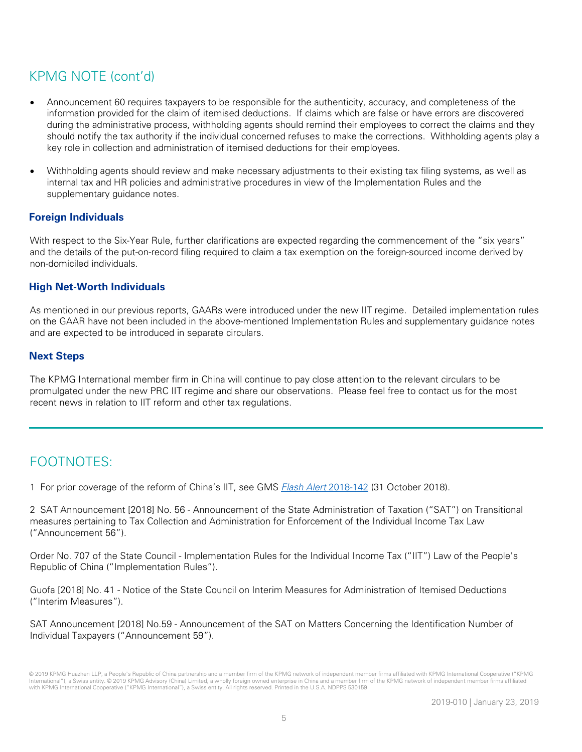## KPMG NOTE (cont'd)

- Announcement 60 requires taxpayers to be responsible for the authenticity, accuracy, and completeness of the information provided for the claim of itemised deductions. If claims which are false or have errors are discovered during the administrative process, withholding agents should remind their employees to correct the claims and they should notify the tax authority if the individual concerned refuses to make the corrections. Withholding agents play a key role in collection and administration of itemised deductions for their employees.

- Withholding agents should review and make necessary adjustments to their existing tax filing systems, as well as internal tax and HR policies and administrative procedures in view of the Implementation Rules and the supplementary guidance notes.

### Foreign Individuals

With respect to the Six-Year Rule, further clarifications are expected regarding the commencement of the "six years" and the details of the put-on-record filing required to claim a tax exemption on the foreign-sourced income derived by non-domiciled individuals.

### High Net-Worth Individuals

As mentioned in our previous reports, GAARs were introduced under the new IIT regime. Detailed implementation rules on the GAAR have not been included in the above-mentioned Implementation Rules and supplementary guidance notes and are expected to be introduced in separate circulars.

### Next Steps

The KPMG International member firm in China will continue to pay close attention to the relevant circulars to be promulgated under the new PRC IIT regime and share our observations. Please feel free to contact us for the most recent news in relation to IIT reform and other tax regulations.

---

## FOOTNOTES:

1 For prior coverage of the reform of China's IIT, see GMS *Flash Alert* 2018-142 (31 October 2018).

2 SAT Announcement [2018] No. 56 - Announcement of the State Administration of Taxation ("SAT") on Transitional measures pertaining to Tax Collection and Administration for Enforcement of the Individual Income Tax Law ("Announcement 56").

Order No. 707 of the State Council - Implementation Rules for the Individual Income Tax ("IIT") Law of the People's Republic of China ("Implementation Rules").

Guofa [2018] No. 41 - Notice of the State Council on Interim Measures for Administration of Itemised Deductions ("Interim Measures").

SAT Announcement [2018] No.59 - Announcement of the SAT on Matters Concerning the Identification Number of Individual Taxpayers ("Announcement 59").

© 2019 KPMG Huazhen LLP, a People's Republic of China partnership and a member firm of the KPMG network of independent member firms affiliated with KPMG International Cooperative ("KPMG International"), a Swiss entity. © 2019 KPMG Advisory (China) Limited, a wholly foreign owned enterprise in China and a member firm of the KPMG network of independent member firms affiliated with KPMG International Cooperative ("KPMG International"), a Swiss entity. All rights reserved. Printed in the U.S.A. NDPPS 530159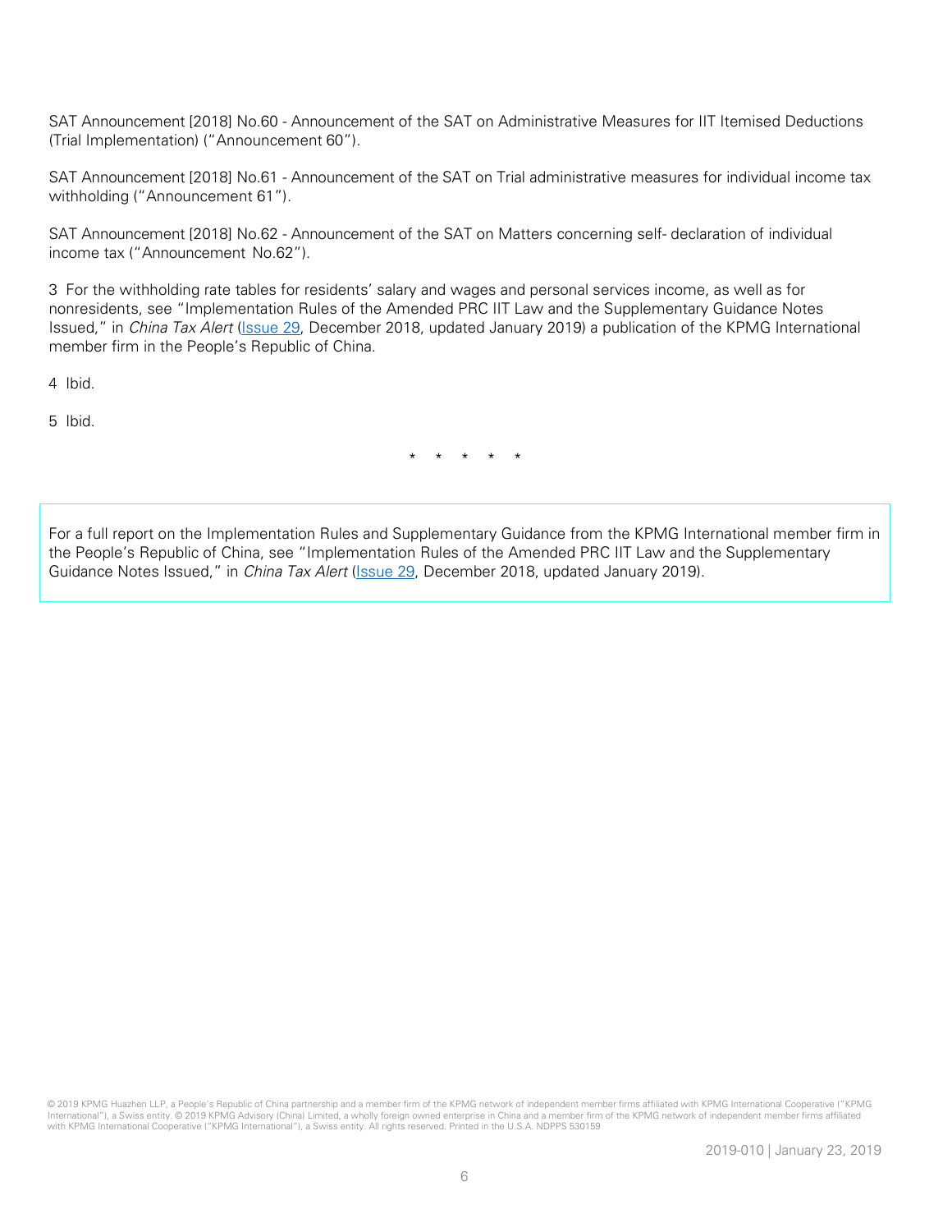SAT Announcement [2018] No.60 - Announcement of the SAT on Administrative Measures for IIT Itemised Deductions (Trial Implementation) ("Announcement 60").

SAT Announcement [2018] No.61 - Announcement of the SAT on Trial administrative measures for individual income tax withholding ("Announcement 61").

SAT Announcement [2018] No.62 - Announcement of the SAT on Matters concerning self- declaration of individual income tax ("Announcement No.62").

3 For the withholding rate tables for residents' salary and wages and personal services income, as well as for nonresidents, see "Implementation Rules of the Amended PRC IIT Law and the Supplementary Guidance Notes Issued," in *China Tax Alert* (Issue 29, December 2018, updated January 2019) a publication of the KPMG International member firm in the People's Republic of China.

4 Ibid.

5 Ibid.

\* \* \* \* \*

For a full report on the Implementation Rules and Supplementary Guidance from the KPMG International member firm in the People's Republic of China, see "Implementation Rules of the Amended PRC IIT Law and the Supplementary Guidance Notes Issued," in *China Tax Alert* (Issue 29, December 2018, updated January 2019).

© 2019 KPMG Huazhen LLP, a People's Republic of China partnership and a member firm of the KPMG network of independent member firms affiliated with KPMG International Cooperative ("KPMG International"), a Swiss entity. © 2019 KPMG Advisory (China) Limited, a wholly foreign owned enterprise in China and a member firm of the KPMG network of independent member firms affiliated with KPMG International Cooperative ("KPMG International"), a Swiss entity. All rights reserved. Printed in the U.S.A. NDPPS 530159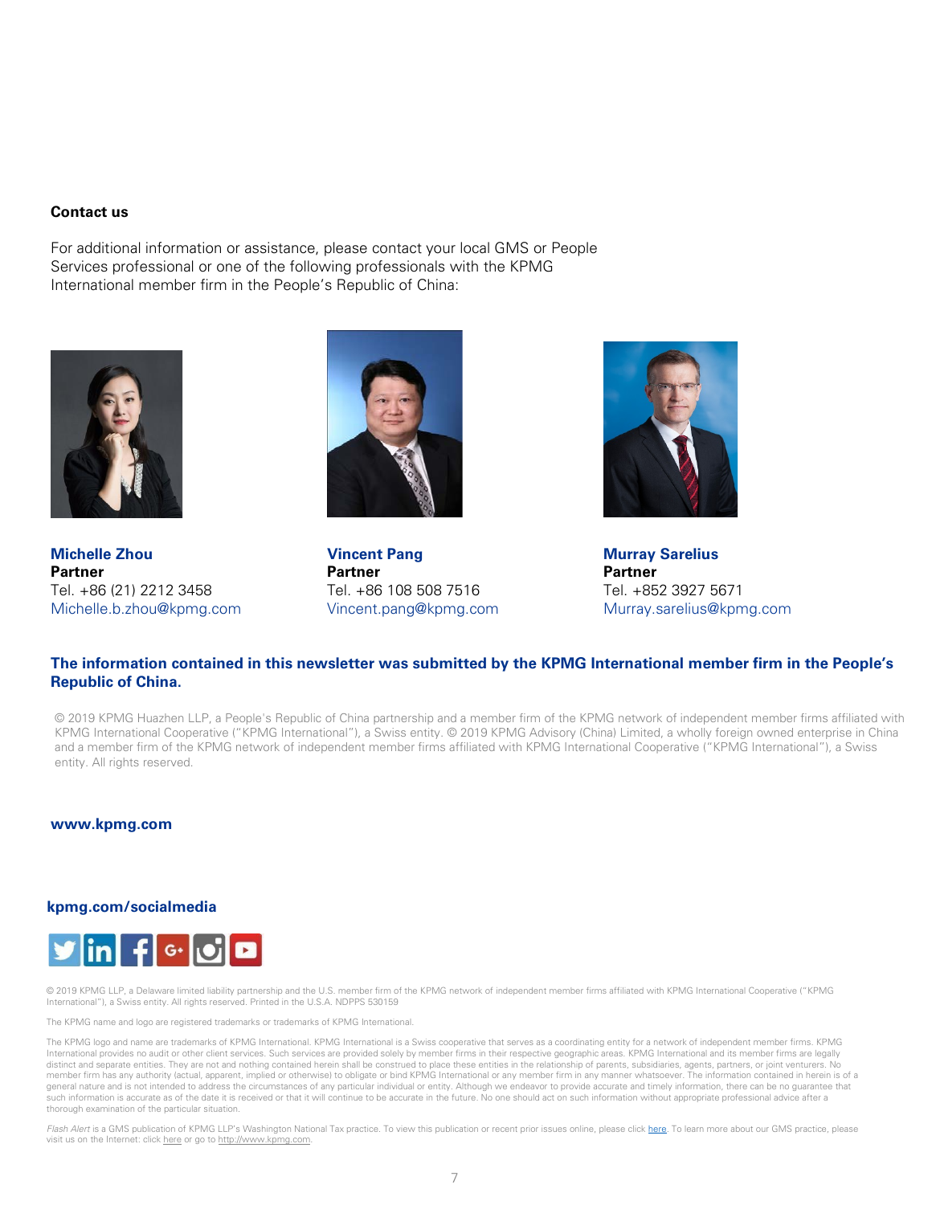**Contact us**

For additional information or assistance, please contact your local GMS or People Services professional or one of the following professionals with the KPMG International member firm in the People's Republic of China:

**Michelle Zhou**
**Partner**
Tel. +86 (21) 2212 3458
Michelle.b.zhou@kpmg.com

**Vincent Pang**
**Partner**
Tel. +86 108 508 7516
Vincent.pang@kpmg.com

**Murray Sarelius**
**Partner**
Tel. +852 3927 5671
Murray.sarelius@kpmg.com

**The information contained in this newsletter was submitted by the KPMG International member firm in the People's Republic of China.**

© 2019 KPMG Huazhen LLP, a People's Republic of China partnership and a member firm of the KPMG network of independent member firms affiliated with KPMG International Cooperative ("KPMG International"), a Swiss entity. © 2019 KPMG Advisory (China) Limited, a wholly foreign owned enterprise in China and a member firm of the KPMG network of independent member firms affiliated with KPMG International Cooperative ("KPMG International"), a Swiss entity. All rights reserved.

**www.kpmg.com**

**kpmg.com/socialmedia**

© 2019 KPMG LLP, a Delaware limited liability partnership and the U.S. member firm of the KPMG network of independent member firms affiliated with KPMG International Cooperative ("KPMG International"), a Swiss entity. All rights reserved. Printed in the U.S.A. NDPPS 530159

The KPMG name and logo are registered trademarks or trademarks of KPMG International.

The KPMG logo and name are trademarks of KPMG International. KPMG International is a Swiss cooperative that serves as a coordinating entity for a network of independent member firms. KPMG International provides no audit or other client services. Such services are provided solely by member firms in their respective geographic areas. KPMG International and its member firms are legally distinct and separate entities. They are not and nothing contained herein shall be construed to place these entities in the relationship of parents, subsidiaries, agents, partners, or joint venturers. No member firm has any authority (actual, apparent, implied or otherwise) to obligate or bind KPMG International or any member firm in any manner whatsoever. The information contained in herein is of a general nature and is not intended to address the circumstances of any particular individual or entity. Although we endeavor to provide accurate and timely information, there can be no guarantee that such information is accurate as of the date it is received or that it will continue to be accurate in the future. No one should act on such information without appropriate professional advice after a thorough examination of the particular situation.

*Flash Alert* is a GMS publication of KPMG LLP's Washington National Tax practice. To view this publication or recent prior issues online, please click here. To learn more about our GMS practice, please visit us on the Internet: click here or go to http://www.kpmg.com.